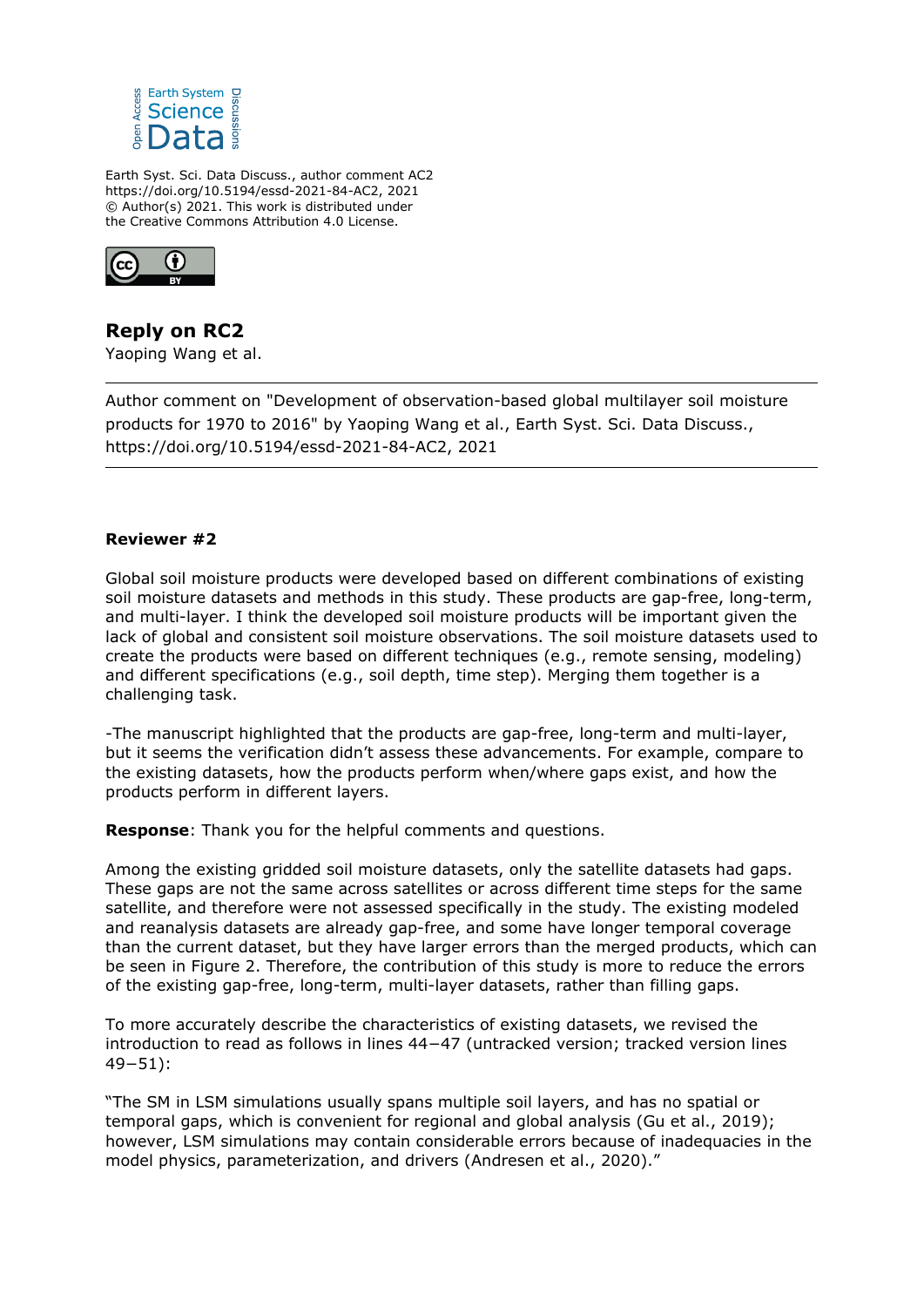Earth Syst. Sci. Data Discuss., author comment AC2
https://doi.org/10.5194/essd-2021-84-AC2, 2021
© Author(s) 2021. This work is distributed under
the Creative Commons Attribution 4.0 License.

## Reply on RC2

Yaoping Wang et al.

---

Author comment on "Development of observation-based global multilayer soil moisture products for 1970 to 2016" by Yaoping Wang et al., Earth Syst. Sci. Data Discuss., https://doi.org/10.5194/essd-2021-84-AC2, 2021

---

**Reviewer #2**

Global soil moisture products were developed based on different combinations of existing soil moisture datasets and methods in this study. These products are gap-free, long-term, and multi-layer. I think the developed soil moisture products will be important given the lack of global and consistent soil moisture observations. The soil moisture datasets used to create the products were based on different techniques (e.g., remote sensing, modeling) and different specifications (e.g., soil depth, time step). Merging them together is a challenging task.

-The manuscript highlighted that the products are gap-free, long-term and multi-layer, but it seems the verification didn't assess these advancements. For example, compare to the existing datasets, how the products perform when/where gaps exist, and how the products perform in different layers.

**Response**: Thank you for the helpful comments and questions.

Among the existing gridded soil moisture datasets, only the satellite datasets had gaps. These gaps are not the same across satellites or across different time steps for the same satellite, and therefore were not assessed specifically in the study. The existing modeled and reanalysis datasets are already gap-free, and some have longer temporal coverage than the current dataset, but they have larger errors than the merged products, which can be seen in Figure 2. Therefore, the contribution of this study is more to reduce the errors of the existing gap-free, long-term, multi-layer datasets, rather than filling gaps.

To more accurately describe the characteristics of existing datasets, we revised the introduction to read as follows in lines 44−47 (untracked version; tracked version lines 49−51):

"The SM in LSM simulations usually spans multiple soil layers, and has no spatial or temporal gaps, which is convenient for regional and global analysis (Gu et al., 2019); however, LSM simulations may contain considerable errors because of inadequacies in the model physics, parameterization, and drivers (Andresen et al., 2020)."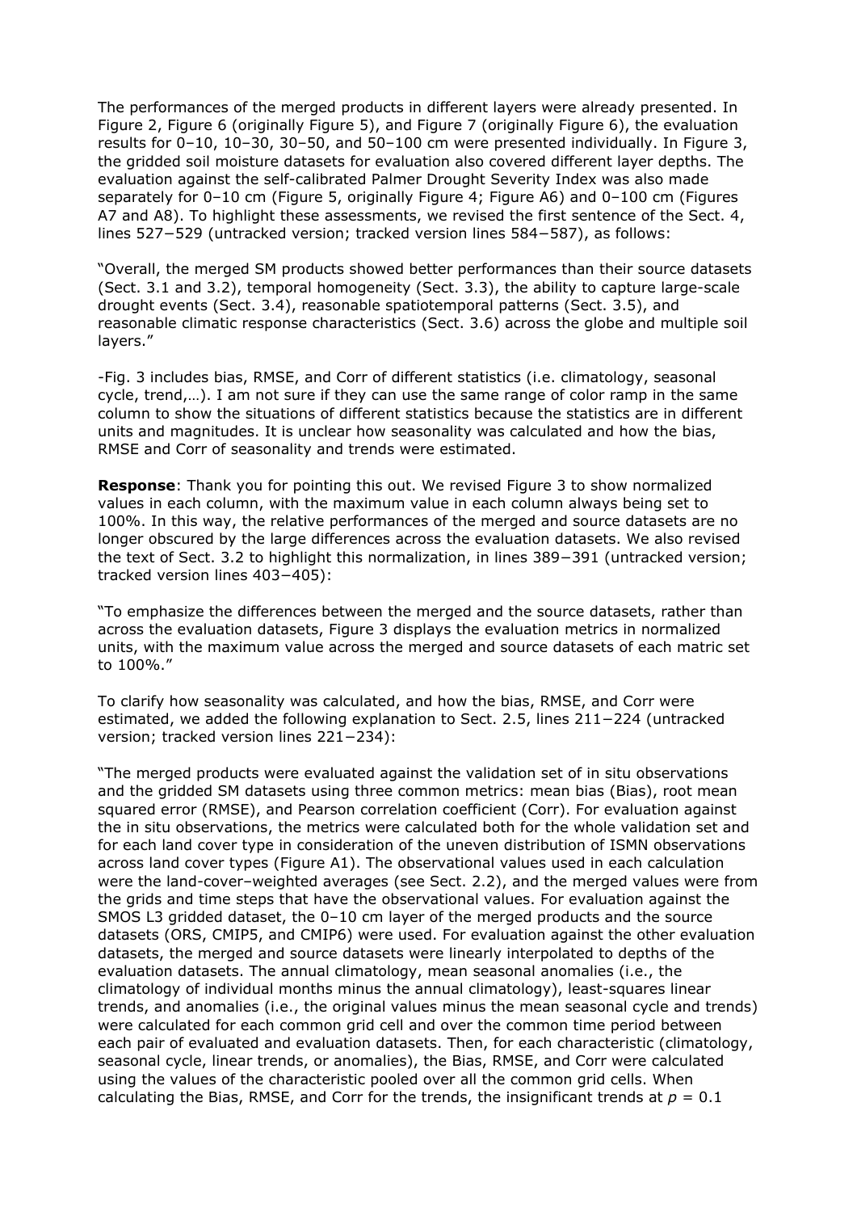The performances of the merged products in different layers were already presented. In Figure 2, Figure 6 (originally Figure 5), and Figure 7 (originally Figure 6), the evaluation results for 0–10, 10–30, 30–50, and 50–100 cm were presented individually. In Figure 3, the gridded soil moisture datasets for evaluation also covered different layer depths. The evaluation against the self-calibrated Palmer Drought Severity Index was also made separately for 0–10 cm (Figure 5, originally Figure 4; Figure A6) and 0–100 cm (Figures A7 and A8). To highlight these assessments, we revised the first sentence of the Sect. 4, lines 527−529 (untracked version; tracked version lines 584−587), as follows:

"Overall, the merged SM products showed better performances than their source datasets (Sect. 3.1 and 3.2), temporal homogeneity (Sect. 3.3), the ability to capture large-scale drought events (Sect. 3.4), reasonable spatiotemporal patterns (Sect. 3.5), and reasonable climatic response characteristics (Sect. 3.6) across the globe and multiple soil layers."

-Fig. 3 includes bias, RMSE, and Corr of different statistics (i.e. climatology, seasonal cycle, trend,…). I am not sure if they can use the same range of color ramp in the same column to show the situations of different statistics because the statistics are in different units and magnitudes. It is unclear how seasonality was calculated and how the bias, RMSE and Corr of seasonality and trends were estimated.

**Response**: Thank you for pointing this out. We revised Figure 3 to show normalized values in each column, with the maximum value in each column always being set to 100%. In this way, the relative performances of the merged and source datasets are no longer obscured by the large differences across the evaluation datasets. We also revised the text of Sect. 3.2 to highlight this normalization, in lines 389−391 (untracked version; tracked version lines 403−405):

"To emphasize the differences between the merged and the source datasets, rather than across the evaluation datasets, Figure 3 displays the evaluation metrics in normalized units, with the maximum value across the merged and source datasets of each matric set to 100%."

To clarify how seasonality was calculated, and how the bias, RMSE, and Corr were estimated, we added the following explanation to Sect. 2.5, lines 211−224 (untracked version; tracked version lines 221−234):

"The merged products were evaluated against the validation set of in situ observations and the gridded SM datasets using three common metrics: mean bias (Bias), root mean squared error (RMSE), and Pearson correlation coefficient (Corr). For evaluation against the in situ observations, the metrics were calculated both for the whole validation set and for each land cover type in consideration of the uneven distribution of ISMN observations across land cover types (Figure A1). The observational values used in each calculation were the land-cover–weighted averages (see Sect. 2.2), and the merged values were from the grids and time steps that have the observational values. For evaluation against the SMOS L3 gridded dataset, the 0–10 cm layer of the merged products and the source datasets (ORS, CMIP5, and CMIP6) were used. For evaluation against the other evaluation datasets, the merged and source datasets were linearly interpolated to depths of the evaluation datasets. The annual climatology, mean seasonal anomalies (i.e., the climatology of individual months minus the annual climatology), least-squares linear trends, and anomalies (i.e., the original values minus the mean seasonal cycle and trends) were calculated for each common grid cell and over the common time period between each pair of evaluated and evaluation datasets. Then, for each characteristic (climatology, seasonal cycle, linear trends, or anomalies), the Bias, RMSE, and Corr were calculated using the values of the characteristic pooled over all the common grid cells. When calculating the Bias, RMSE, and Corr for the trends, the insignificant trends at $p = 0.1$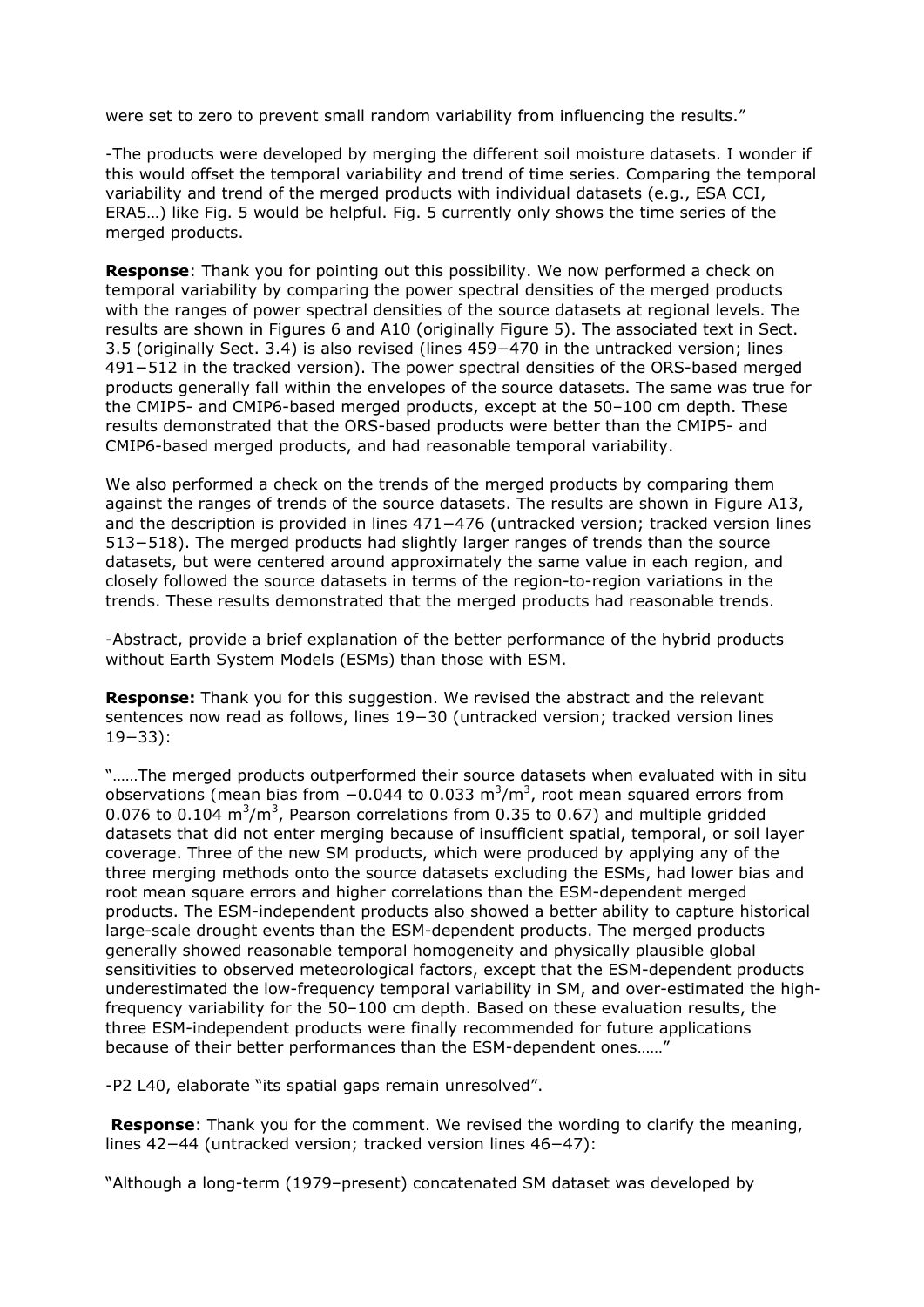were set to zero to prevent small random variability from influencing the results."

-The products were developed by merging the different soil moisture datasets. I wonder if this would offset the temporal variability and trend of time series. Comparing the temporal variability and trend of the merged products with individual datasets (e.g., ESA CCI, ERA5…) like Fig. 5 would be helpful. Fig. 5 currently only shows the time series of the merged products.

**Response**: Thank you for pointing out this possibility. We now performed a check on temporal variability by comparing the power spectral densities of the merged products with the ranges of power spectral densities of the source datasets at regional levels. The results are shown in Figures 6 and A10 (originally Figure 5). The associated text in Sect. 3.5 (originally Sect. 3.4) is also revised (lines 459−470 in the untracked version; lines 491−512 in the tracked version). The power spectral densities of the ORS-based merged products generally fall within the envelopes of the source datasets. The same was true for the CMIP5- and CMIP6-based merged products, except at the 50–100 cm depth. These results demonstrated that the ORS-based products were better than the CMIP5- and CMIP6-based merged products, and had reasonable temporal variability.

We also performed a check on the trends of the merged products by comparing them against the ranges of trends of the source datasets. The results are shown in Figure A13, and the description is provided in lines 471−476 (untracked version; tracked version lines 513−518). The merged products had slightly larger ranges of trends than the source datasets, but were centered around approximately the same value in each region, and closely followed the source datasets in terms of the region-to-region variations in the trends. These results demonstrated that the merged products had reasonable trends.

-Abstract, provide a brief explanation of the better performance of the hybrid products without Earth System Models (ESMs) than those with ESM.

**Response:** Thank you for this suggestion. We revised the abstract and the relevant sentences now read as follows, lines 19−30 (untracked version; tracked version lines 19−33):

"……The merged products outperformed their source datasets when evaluated with in situ observations (mean bias from −0.044 to 0.033 $m^3/m^3$, root mean squared errors from 0.076 to 0.104 $m^3/m^3$, Pearson correlations from 0.35 to 0.67) and multiple gridded datasets that did not enter merging because of insufficient spatial, temporal, or soil layer coverage. Three of the new SM products, which were produced by applying any of the three merging methods onto the source datasets excluding the ESMs, had lower bias and root mean square errors and higher correlations than the ESM-dependent merged products. The ESM-independent products also showed a better ability to capture historical large-scale drought events than the ESM-dependent products. The merged products generally showed reasonable temporal homogeneity and physically plausible global sensitivities to observed meteorological factors, except that the ESM-dependent products underestimated the low-frequency temporal variability in SM, and over-estimated the high-frequency variability for the 50–100 cm depth. Based on these evaluation results, the three ESM-independent products were finally recommended for future applications because of their better performances than the ESM-dependent ones……"

-P2 L40, elaborate "its spatial gaps remain unresolved".

**Response**: Thank you for the comment. We revised the wording to clarify the meaning, lines 42−44 (untracked version; tracked version lines 46−47):

"Although a long-term (1979–present) concatenated SM dataset was developed by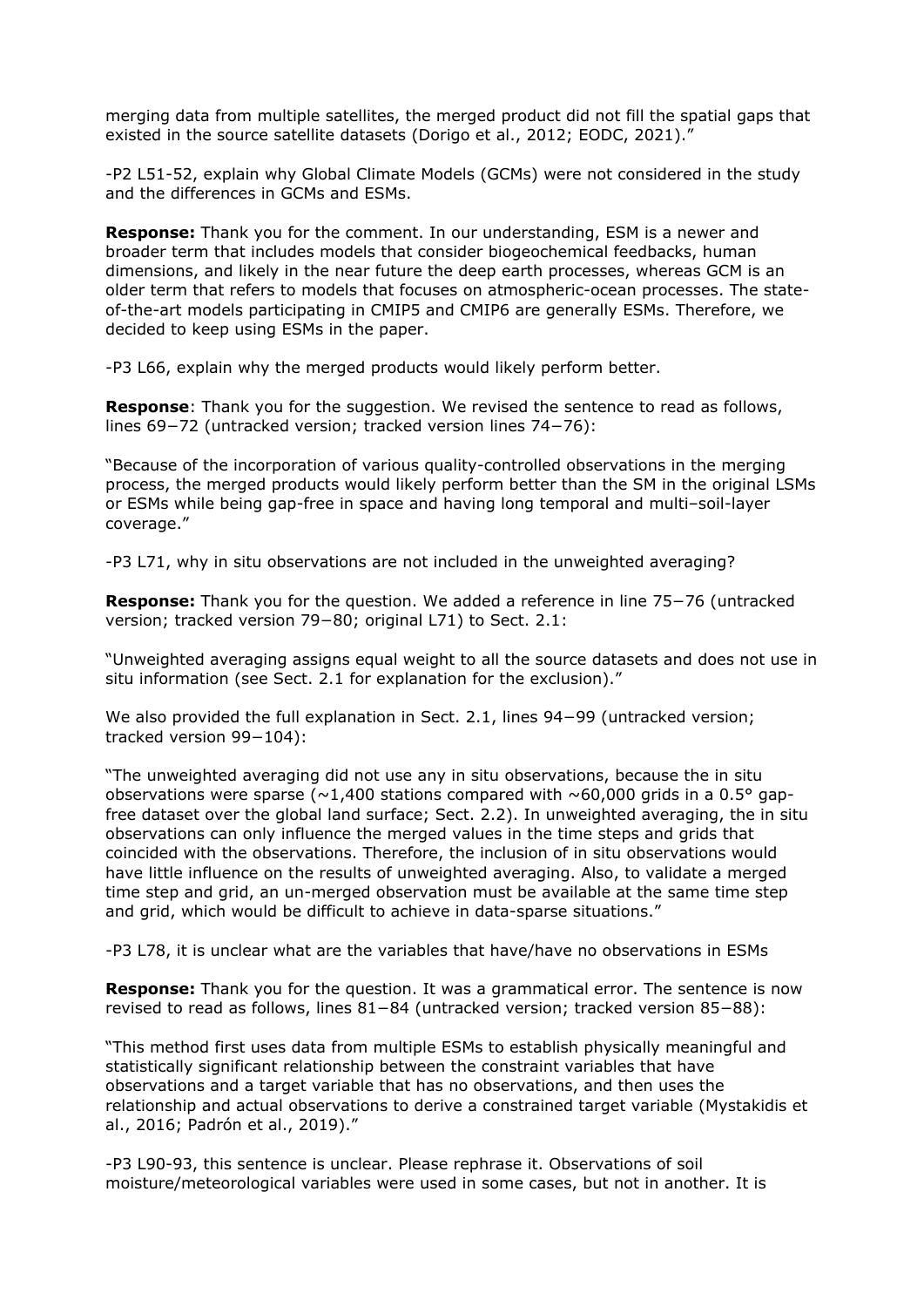merging data from multiple satellites, the merged product did not fill the spatial gaps that existed in the source satellite datasets (Dorigo et al., 2012; EODC, 2021)."

-P2 L51-52, explain why Global Climate Models (GCMs) were not considered in the study and the differences in GCMs and ESMs.

**Response:** Thank you for the comment. In our understanding, ESM is a newer and broader term that includes models that consider biogeochemical feedbacks, human dimensions, and likely in the near future the deep earth processes, whereas GCM is an older term that refers to models that focuses on atmospheric-ocean processes. The state-of-the-art models participating in CMIP5 and CMIP6 are generally ESMs. Therefore, we decided to keep using ESMs in the paper.

-P3 L66, explain why the merged products would likely perform better.

**Response**: Thank you for the suggestion. We revised the sentence to read as follows, lines 69−72 (untracked version; tracked version lines 74−76):

"Because of the incorporation of various quality-controlled observations in the merging process, the merged products would likely perform better than the SM in the original LSMs or ESMs while being gap-free in space and having long temporal and multi–soil-layer coverage."

-P3 L71, why in situ observations are not included in the unweighted averaging?

**Response:** Thank you for the question. We added a reference in line 75−76 (untracked version; tracked version 79−80; original L71) to Sect. 2.1:

"Unweighted averaging assigns equal weight to all the source datasets and does not use in situ information (see Sect. 2.1 for explanation for the exclusion)."

We also provided the full explanation in Sect. 2.1, lines 94−99 (untracked version; tracked version 99−104):

"The unweighted averaging did not use any in situ observations, because the in situ observations were sparse (~1,400 stations compared with ~60,000 grids in a 0.5° gap-free dataset over the global land surface; Sect. 2.2). In unweighted averaging, the in situ observations can only influence the merged values in the time steps and grids that coincided with the observations. Therefore, the inclusion of in situ observations would have little influence on the results of unweighted averaging. Also, to validate a merged time step and grid, an un-merged observation must be available at the same time step and grid, which would be difficult to achieve in data-sparse situations."

-P3 L78, it is unclear what are the variables that have/have no observations in ESMs

**Response:** Thank you for the question. It was a grammatical error. The sentence is now revised to read as follows, lines 81−84 (untracked version; tracked version 85−88):

"This method first uses data from multiple ESMs to establish physically meaningful and statistically significant relationship between the constraint variables that have observations and a target variable that has no observations, and then uses the relationship and actual observations to derive a constrained target variable (Mystakidis et al., 2016; Padrón et al., 2019)."

-P3 L90-93, this sentence is unclear. Please rephrase it. Observations of soil moisture/meteorological variables were used in some cases, but not in another. It is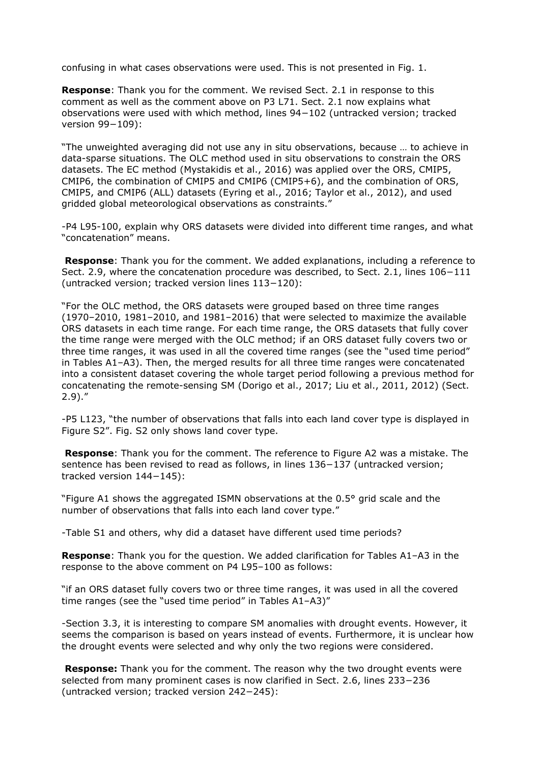confusing in what cases observations were used. This is not presented in Fig. 1.

**Response**: Thank you for the comment. We revised Sect. 2.1 in response to this comment as well as the comment above on P3 L71. Sect. 2.1 now explains what observations were used with which method, lines 94−102 (untracked version; tracked version 99−109):

"The unweighted averaging did not use any in situ observations, because … to achieve in data-sparse situations. The OLC method used in situ observations to constrain the ORS datasets. The EC method (Mystakidis et al., 2016) was applied over the ORS, CMIP5, CMIP6, the combination of CMIP5 and CMIP6 (CMIP5+6), and the combination of ORS, CMIP5, and CMIP6 (ALL) datasets (Eyring et al., 2016; Taylor et al., 2012), and used gridded global meteorological observations as constraints."

-P4 L95-100, explain why ORS datasets were divided into different time ranges, and what "concatenation" means.

**Response**: Thank you for the comment. We added explanations, including a reference to Sect. 2.9, where the concatenation procedure was described, to Sect. 2.1, lines 106−111 (untracked version; tracked version lines 113−120):

"For the OLC method, the ORS datasets were grouped based on three time ranges (1970–2010, 1981–2010, and 1981–2016) that were selected to maximize the available ORS datasets in each time range. For each time range, the ORS datasets that fully cover the time range were merged with the OLC method; if an ORS dataset fully covers two or three time ranges, it was used in all the covered time ranges (see the "used time period" in Tables A1–A3). Then, the merged results for all three time ranges were concatenated into a consistent dataset covering the whole target period following a previous method for concatenating the remote-sensing SM (Dorigo et al., 2017; Liu et al., 2011, 2012) (Sect. 2.9)."

-P5 L123, "the number of observations that falls into each land cover type is displayed in Figure S2". Fig. S2 only shows land cover type.

**Response**: Thank you for the comment. The reference to Figure A2 was a mistake. The sentence has been revised to read as follows, in lines 136−137 (untracked version; tracked version 144−145):

"Figure A1 shows the aggregated ISMN observations at the 0.5° grid scale and the number of observations that falls into each land cover type."

-Table S1 and others, why did a dataset have different used time periods?

**Response**: Thank you for the question. We added clarification for Tables A1–A3 in the response to the above comment on P4 L95–100 as follows:

"if an ORS dataset fully covers two or three time ranges, it was used in all the covered time ranges (see the "used time period" in Tables A1–A3)"

-Section 3.3, it is interesting to compare SM anomalies with drought events. However, it seems the comparison is based on years instead of events. Furthermore, it is unclear how the drought events were selected and why only the two regions were considered.

**Response:** Thank you for the comment. The reason why the two drought events were selected from many prominent cases is now clarified in Sect. 2.6, lines 233−236 (untracked version; tracked version 242−245):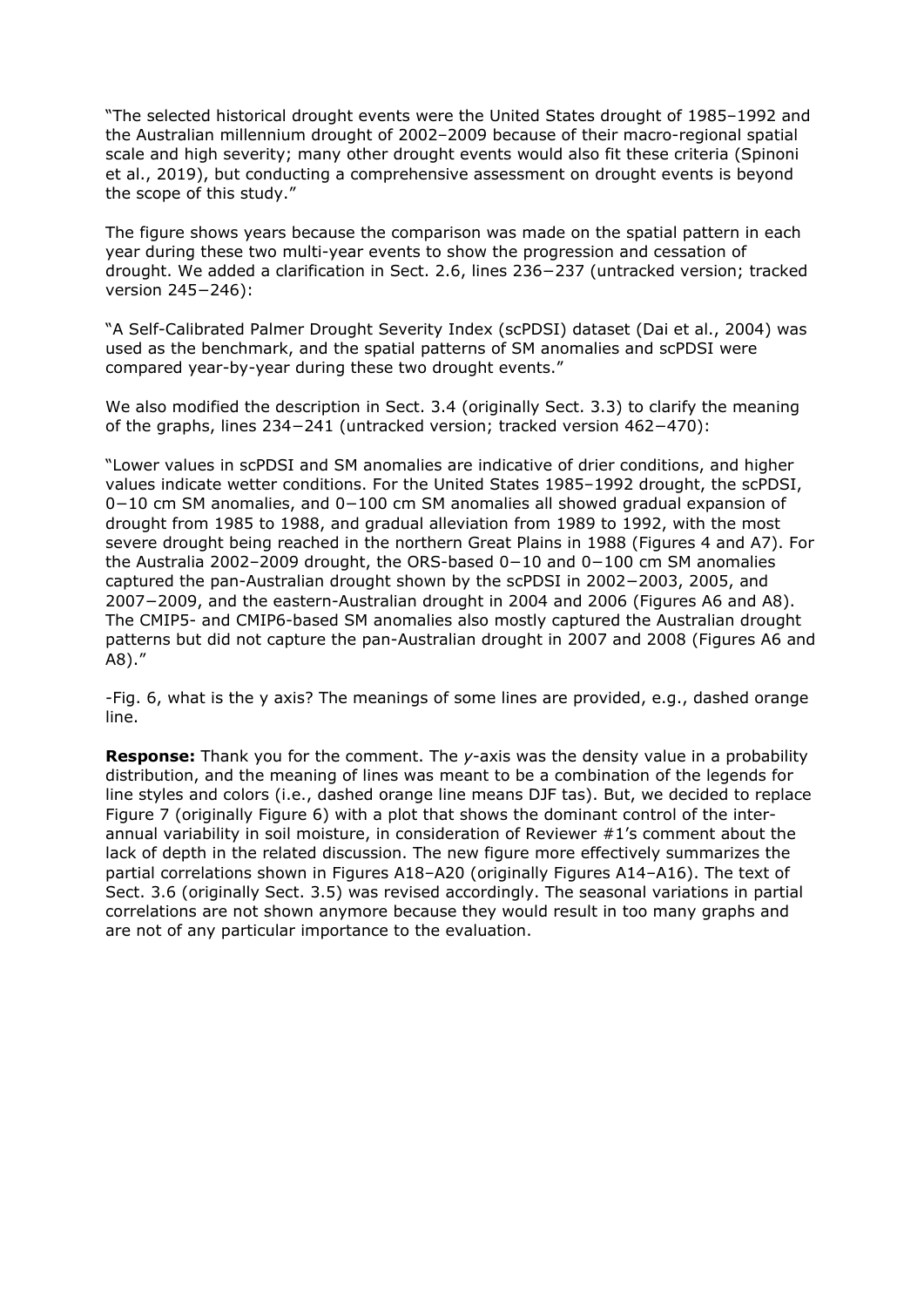"The selected historical drought events were the United States drought of 1985–1992 and the Australian millennium drought of 2002–2009 because of their macro-regional spatial scale and high severity; many other drought events would also fit these criteria (Spinoni et al., 2019), but conducting a comprehensive assessment on drought events is beyond the scope of this study."

The figure shows years because the comparison was made on the spatial pattern in each year during these two multi-year events to show the progression and cessation of drought. We added a clarification in Sect. 2.6, lines 236−237 (untracked version; tracked version 245−246):

"A Self-Calibrated Palmer Drought Severity Index (scPDSI) dataset (Dai et al., 2004) was used as the benchmark, and the spatial patterns of SM anomalies and scPDSI were compared year-by-year during these two drought events."

We also modified the description in Sect. 3.4 (originally Sect. 3.3) to clarify the meaning of the graphs, lines 234−241 (untracked version; tracked version 462−470):

"Lower values in scPDSI and SM anomalies are indicative of drier conditions, and higher values indicate wetter conditions. For the United States 1985–1992 drought, the scPDSI, 0−10 cm SM anomalies, and 0−100 cm SM anomalies all showed gradual expansion of drought from 1985 to 1988, and gradual alleviation from 1989 to 1992, with the most severe drought being reached in the northern Great Plains in 1988 (Figures 4 and A7). For the Australia 2002–2009 drought, the ORS-based 0−10 and 0−100 cm SM anomalies captured the pan-Australian drought shown by the scPDSI in 2002−2003, 2005, and 2007−2009, and the eastern-Australian drought in 2004 and 2006 (Figures A6 and A8). The CMIP5- and CMIP6-based SM anomalies also mostly captured the Australian drought patterns but did not capture the pan-Australian drought in 2007 and 2008 (Figures A6 and A8)."

-Fig. 6, what is the y axis? The meanings of some lines are provided, e.g., dashed orange line.

**Response:** Thank you for the comment. The *y*-axis was the density value in a probability distribution, and the meaning of lines was meant to be a combination of the legends for line styles and colors (i.e., dashed orange line means DJF tas). But, we decided to replace Figure 7 (originally Figure 6) with a plot that shows the dominant control of the inter-annual variability in soil moisture, in consideration of Reviewer #1's comment about the lack of depth in the related discussion. The new figure more effectively summarizes the partial correlations shown in Figures A18–A20 (originally Figures A14–A16). The text of Sect. 3.6 (originally Sect. 3.5) was revised accordingly. The seasonal variations in partial correlations are not shown anymore because they would result in too many graphs and are not of any particular importance to the evaluation.